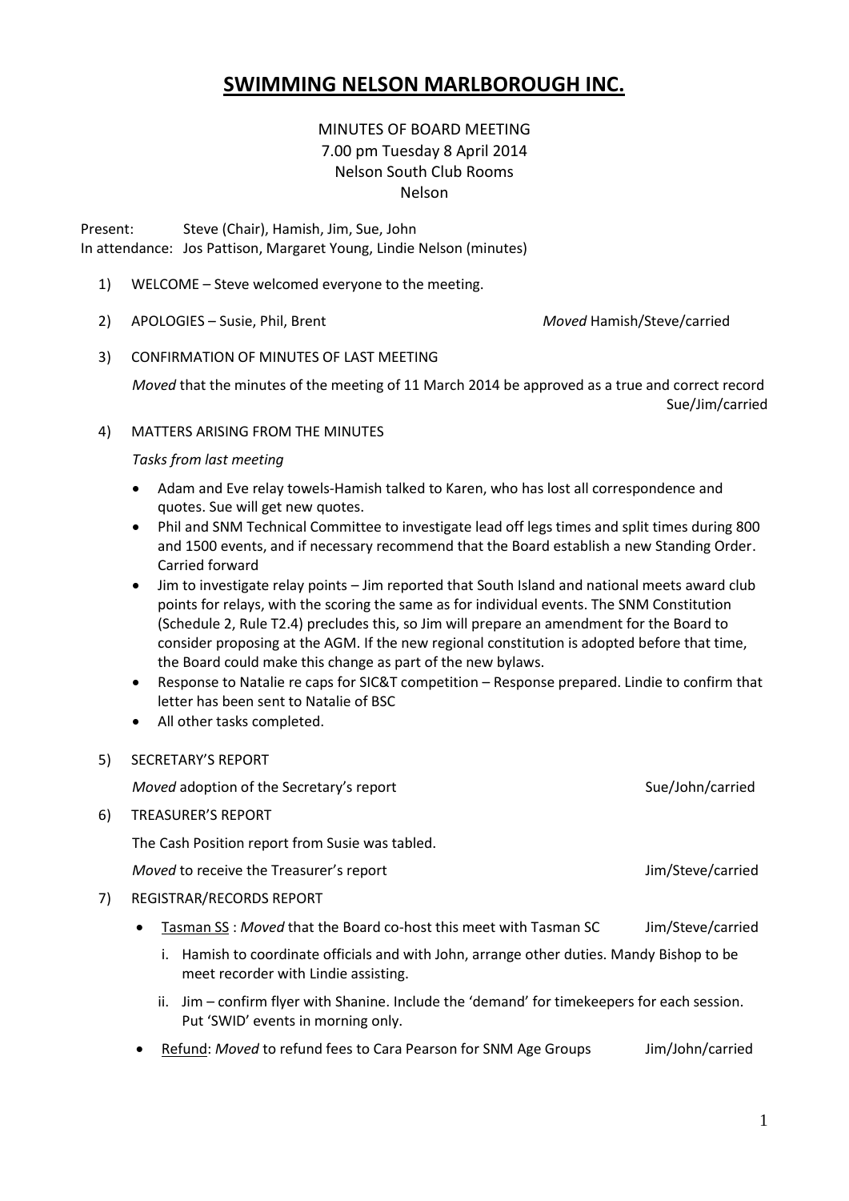# SWIMMING NELSON MARLBOROUGH INC.

MINUTES OF BOARD MEETING
7.00 pm Tuesday 8 April 2014
Nelson South Club Rooms
Nelson

Present: Steve (Chair), Hamish, Jim, Sue, John
In attendance: Jos Pattison, Margaret Young, Lindie Nelson (minutes)

1) WELCOME – Steve welcomed everyone to the meeting.

2) APOLOGIES – Susie, Phil, Brent *Moved* Hamish/Steve/carried

3) CONFIRMATION OF MINUTES OF LAST MEETING

   *Moved* that the minutes of the meeting of 11 March 2014 be approved as a true and correct record Sue/Jim/carried

4) MATTERS ARISING FROM THE MINUTES

   *Tasks from last meeting*

   - Adam and Eve relay towels-Hamish talked to Karen, who has lost all correspondence and quotes. Sue will get new quotes.
   - Phil and SNM Technical Committee to investigate lead off legs times and split times during 800 and 1500 events, and if necessary recommend that the Board establish a new Standing Order. Carried forward
   - Jim to investigate relay points – Jim reported that South Island and national meets award club points for relays, with the scoring the same as for individual events. The SNM Constitution (Schedule 2, Rule T2.4) precludes this, so Jim will prepare an amendment for the Board to consider proposing at the AGM. If the new regional constitution is adopted before that time, the Board could make this change as part of the new bylaws.
   - Response to Natalie re caps for SIC&T competition – Response prepared. Lindie to confirm that letter has been sent to Natalie of BSC
   - All other tasks completed.

5) SECRETARY'S REPORT

   *Moved* adoption of the Secretary's report Sue/John/carried

6) TREASURER'S REPORT

   The Cash Position report from Susie was tabled.

   *Moved* to receive the Treasurer's report Jim/Steve/carried

7) REGISTRAR/RECORDS REPORT

   - Tasman SS : *Moved* that the Board co-host this meet with Tasman SC Jim/Steve/carried

     i. Hamish to coordinate officials and with John, arrange other duties. Mandy Bishop to be meet recorder with Lindie assisting.

     ii. Jim – confirm flyer with Shanine. Include the 'demand' for timekeepers for each session. Put 'SWID' events in morning only.

   - Refund: *Moved* to refund fees to Cara Pearson for SNM Age Groups Jim/John/carried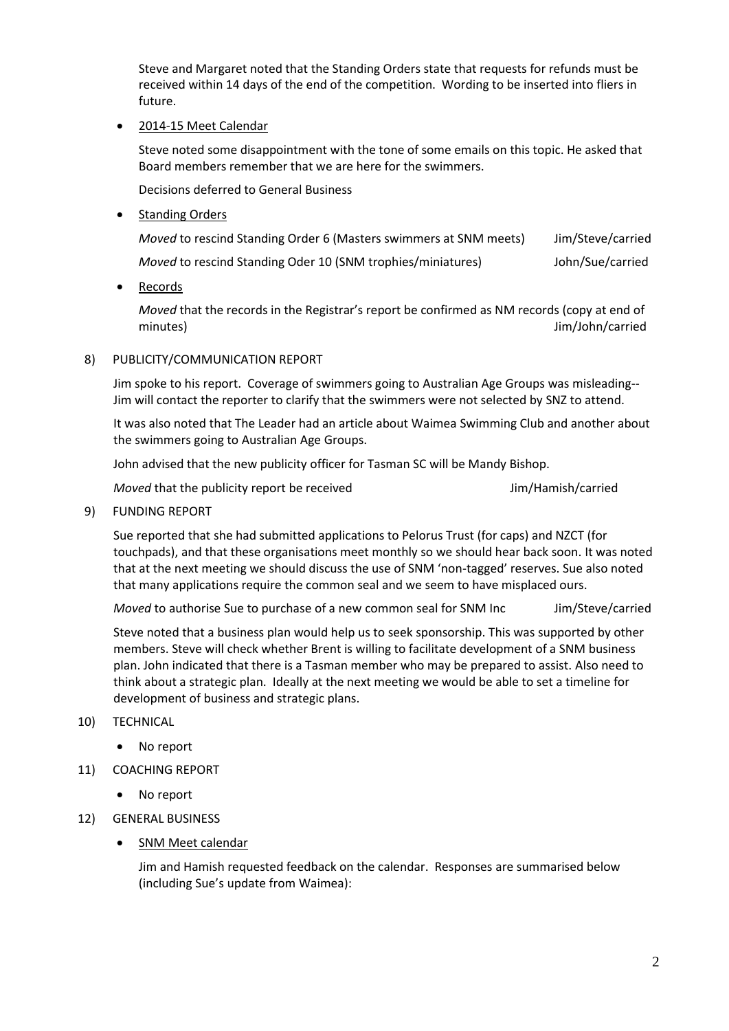Steve and Margaret noted that the Standing Orders state that requests for refunds must be received within 14 days of the end of the competition. Wording to be inserted into fliers in future.

- <u>2014-15 Meet Calendar</u>

  Steve noted some disappointment with the tone of some emails on this topic. He asked that Board members remember that we are here for the swimmers.

  Decisions deferred to General Business

- <u>Standing Orders</u>

  *Moved* to rescind Standing Order 6 (Masters swimmers at SNM meets) Jim/Steve/carried

  *Moved* to rescind Standing Oder 10 (SNM trophies/miniatures) John/Sue/carried

- <u>Records</u>

  *Moved* that the records in the Registrar's report be confirmed as NM records (copy at end of minutes) Jim/John/carried

8) PUBLICITY/COMMUNICATION REPORT

   Jim spoke to his report. Coverage of swimmers going to Australian Age Groups was misleading-- Jim will contact the reporter to clarify that the swimmers were not selected by SNZ to attend.

   It was also noted that The Leader had an article about Waimea Swimming Club and another about the swimmers going to Australian Age Groups.

   John advised that the new publicity officer for Tasman SC will be Mandy Bishop.

   *Moved* that the publicity report be received Jim/Hamish/carried

9) FUNDING REPORT

   Sue reported that she had submitted applications to Pelorus Trust (for caps) and NZCT (for touchpads), and that these organisations meet monthly so we should hear back soon. It was noted that at the next meeting we should discuss the use of SNM 'non-tagged' reserves. Sue also noted that many applications require the common seal and we seem to have misplaced ours.

   *Moved* to authorise Sue to purchase of a new common seal for SNM Inc Jim/Steve/carried

   Steve noted that a business plan would help us to seek sponsorship. This was supported by other members. Steve will check whether Brent is willing to facilitate development of a SNM business plan. John indicated that there is a Tasman member who may be prepared to assist. Also need to think about a strategic plan. Ideally at the next meeting we would be able to set a timeline for development of business and strategic plans.

10) TECHNICAL

    - No report

11) COACHING REPORT

    - No report

12) GENERAL BUSINESS

    - <u>SNM Meet calendar</u>

      Jim and Hamish requested feedback on the calendar. Responses are summarised below (including Sue's update from Waimea):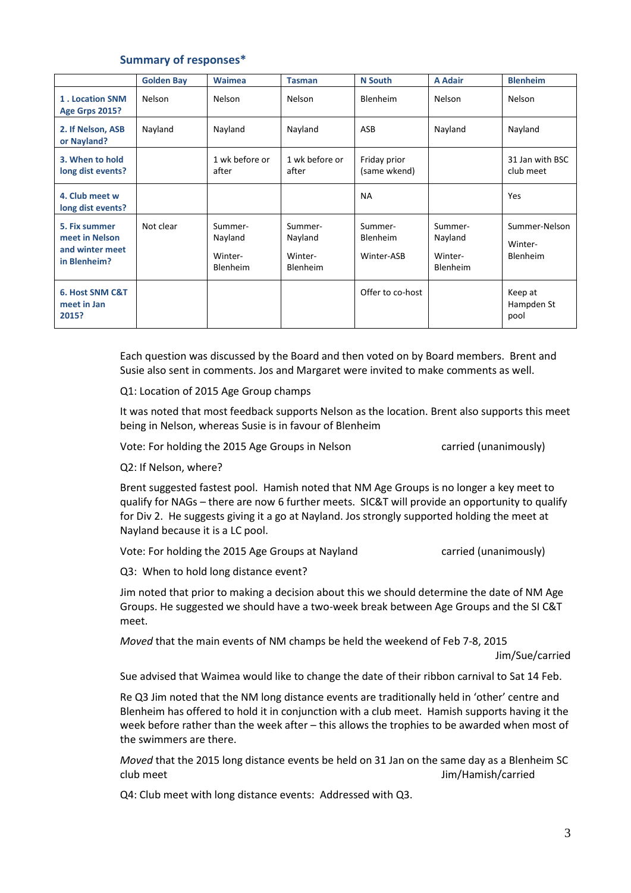### Summary of responses*

| | Golden Bay | Waimea | Tasman | N South | A Adair | Blenheim |
|---|---|---|---|---|---|---|
| **1 . Location SNM Age Grps 2015?** | Nelson | Nelson | Nelson | Blenheim | Nelson | Nelson |
| **2. If Nelson, ASB or Nayland?** | Nayland | Nayland | Nayland | ASB | Nayland | Nayland |
| **3. When to hold long dist events?** | | 1 wk before or after | 1 wk before or after | Friday prior (same wkend) | | 31 Jan with BSC club meet |
| **4. Club meet w long dist events?** | | | | NA | | Yes |
| **5. Fix summer meet in Nelson and winter meet in Blenheim?** | Not clear | Summer-Nayland Winter-Blenheim | Summer-Nayland Winter-Blenheim | Summer-Blenheim Winter-ASB | Summer-Nayland Winter-Blenheim | Summer-Nelson Winter-Blenheim |
| **6. Host SNM C&T meet in Jan 2015?** | | | | Offer to co-host | | Keep at Hampden St pool |

Each question was discussed by the Board and then voted on by Board members. Brent and Susie also sent in comments. Jos and Margaret were invited to make comments as well.

Q1: Location of 2015 Age Group champs

It was noted that most feedback supports Nelson as the location. Brent also supports this meet being in Nelson, whereas Susie is in favour of Blenheim

Vote: For holding the 2015 Age Groups in Nelson carried (unanimously)

Q2: If Nelson, where?

Brent suggested fastest pool. Hamish noted that NM Age Groups is no longer a key meet to qualify for NAGs – there are now 6 further meets. SIC&T will provide an opportunity to qualify for Div 2. He suggests giving it a go at Nayland. Jos strongly supported holding the meet at Nayland because it is a LC pool.

Vote: For holding the 2015 Age Groups at Nayland carried (unanimously)

Q3: When to hold long distance event?

Jim noted that prior to making a decision about this we should determine the date of NM Age Groups. He suggested we should have a two-week break between Age Groups and the SI C&T meet.

*Moved* that the main events of NM champs be held the weekend of Feb 7-8, 2015

Jim/Sue/carried

Sue advised that Waimea would like to change the date of their ribbon carnival to Sat 14 Feb.

Re Q3 Jim noted that the NM long distance events are traditionally held in 'other' centre and Blenheim has offered to hold it in conjunction with a club meet. Hamish supports having it the week before rather than the week after – this allows the trophies to be awarded when most of the swimmers are there.

*Moved* that the 2015 long distance events be held on 31 Jan on the same day as a Blenheim SC club meet Jim/Hamish/carried

Q4: Club meet with long distance events: Addressed with Q3.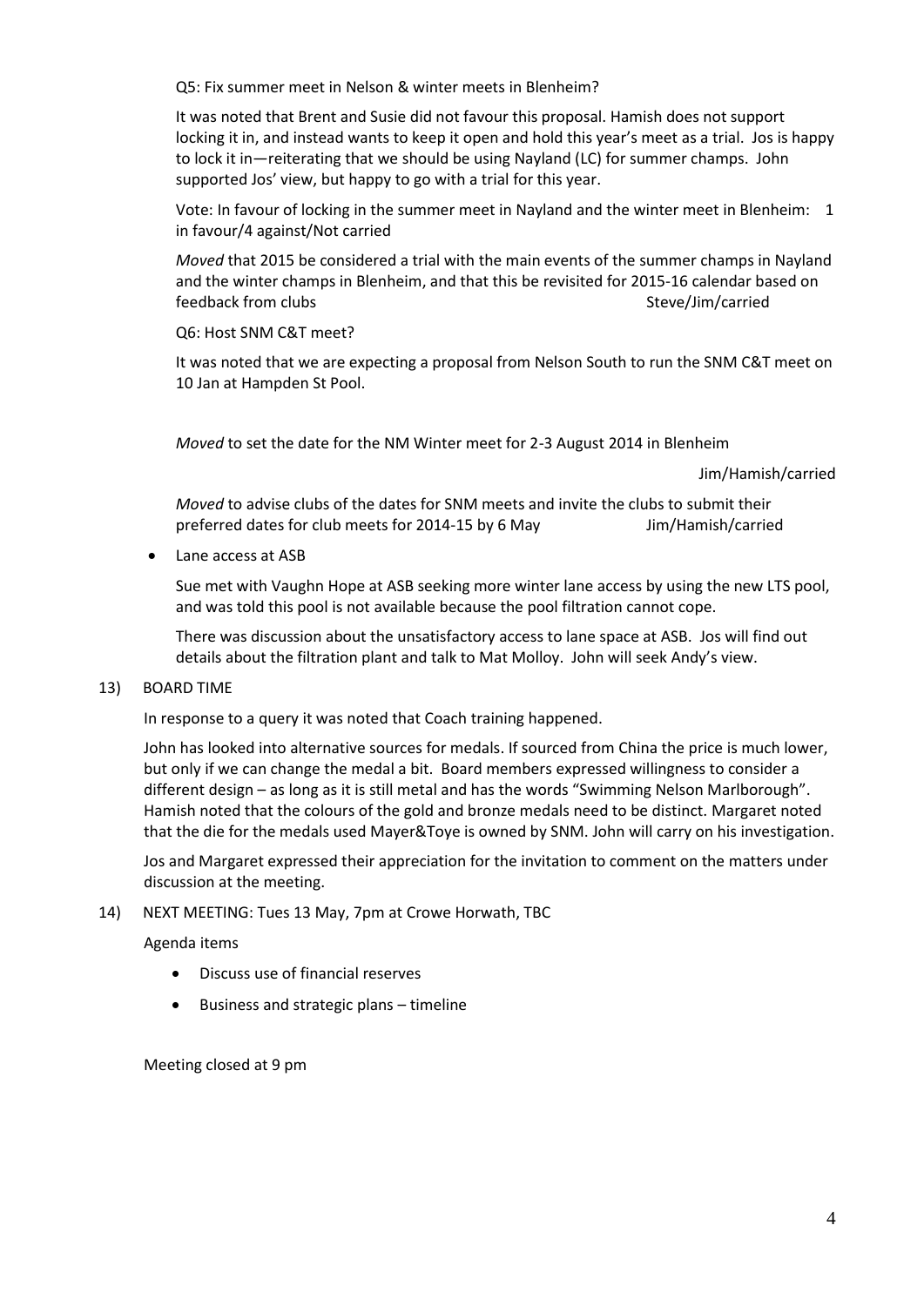Q5: Fix summer meet in Nelson & winter meets in Blenheim?

It was noted that Brent and Susie did not favour this proposal. Hamish does not support locking it in, and instead wants to keep it open and hold this year's meet as a trial. Jos is happy to lock it in—reiterating that we should be using Nayland (LC) for summer champs. John supported Jos' view, but happy to go with a trial for this year.

Vote: In favour of locking in the summer meet in Nayland and the winter meet in Blenheim: 1 in favour/4 against/Not carried

*Moved* that 2015 be considered a trial with the main events of the summer champs in Nayland and the winter champs in Blenheim, and that this be revisited for 2015-16 calendar based on feedback from clubs Steve/Jim/carried

Q6: Host SNM C&T meet?

It was noted that we are expecting a proposal from Nelson South to run the SNM C&T meet on 10 Jan at Hampden St Pool.

*Moved* to set the date for the NM Winter meet for 2-3 August 2014 in Blenheim

Jim/Hamish/carried

*Moved* to advise clubs of the dates for SNM meets and invite the clubs to submit their preferred dates for club meets for 2014-15 by 6 May Jim/Hamish/carried

- Lane access at ASB

Sue met with Vaughn Hope at ASB seeking more winter lane access by using the new LTS pool, and was told this pool is not available because the pool filtration cannot cope.

There was discussion about the unsatisfactory access to lane space at ASB. Jos will find out details about the filtration plant and talk to Mat Molloy. John will seek Andy's view.

13) BOARD TIME

In response to a query it was noted that Coach training happened.

John has looked into alternative sources for medals. If sourced from China the price is much lower, but only if we can change the medal a bit. Board members expressed willingness to consider a different design – as long as it is still metal and has the words "Swimming Nelson Marlborough". Hamish noted that the colours of the gold and bronze medals need to be distinct. Margaret noted that the die for the medals used Mayer&Toye is owned by SNM. John will carry on his investigation.

Jos and Margaret expressed their appreciation for the invitation to comment on the matters under discussion at the meeting.

14) NEXT MEETING: Tues 13 May, 7pm at Crowe Horwath, TBC

Agenda items

- Discuss use of financial reserves
- Business and strategic plans – timeline

Meeting closed at 9 pm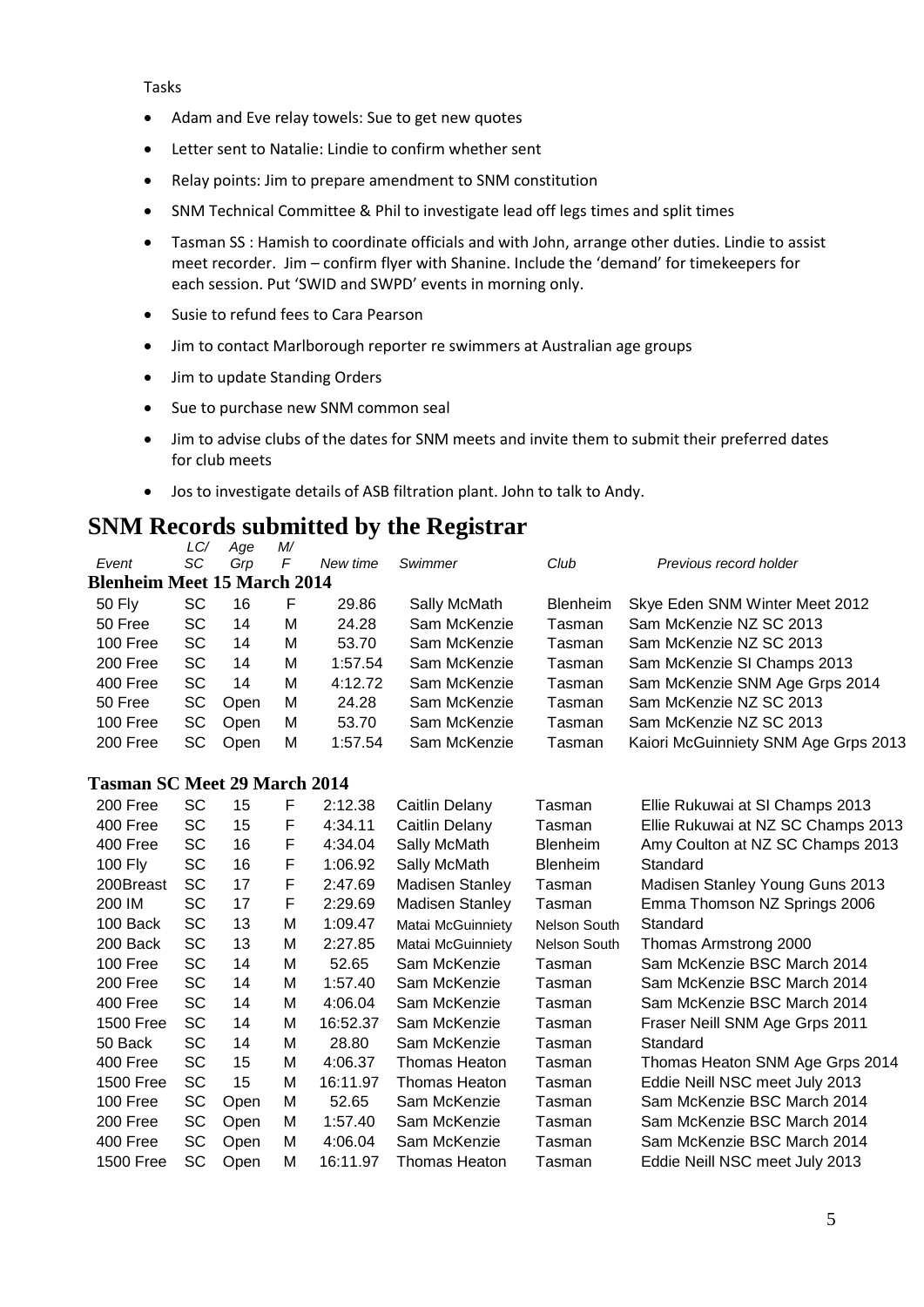Tasks

- Adam and Eve relay towels: Sue to get new quotes
- Letter sent to Natalie: Lindie to confirm whether sent
- Relay points: Jim to prepare amendment to SNM constitution
- SNM Technical Committee & Phil to investigate lead off legs times and split times
- Tasman SS : Hamish to coordinate officials and with John, arrange other duties. Lindie to assist meet recorder. Jim – confirm flyer with Shanine. Include the 'demand' for timekeepers for each session. Put 'SWID and SWPD' events in morning only.
- Susie to refund fees to Cara Pearson
- Jim to contact Marlborough reporter re swimmers at Australian age groups
- Jim to update Standing Orders
- Sue to purchase new SNM common seal
- Jim to advise clubs of the dates for SNM meets and invite them to submit their preferred dates for club meets
- Jos to investigate details of ASB filtration plant. John to talk to Andy.

# SNM Records submitted by the Registrar

| *Event* | *LC/ SC* | *Age Grp* | *M/ F* | *New time* | *Swimmer* | *Club* | *Previous record holder* |
|---|---|---|---|---|---|---|---|
| **Blenheim Meet 15 March 2014** | | | | | | | |
| 50 Fly | SC | 16 | F | 29.86 | Sally McMath | Blenheim | Skye Eden SNM Winter Meet 2012 |
| 50 Free | SC | 14 | M | 24.28 | Sam McKenzie | Tasman | Sam McKenzie NZ SC 2013 |
| 100 Free | SC | 14 | M | 53.70 | Sam McKenzie | Tasman | Sam McKenzie NZ SC 2013 |
| 200 Free | SC | 14 | M | 1:57.54 | Sam McKenzie | Tasman | Sam McKenzie SI Champs 2013 |
| 400 Free | SC | 14 | M | 4:12.72 | Sam McKenzie | Tasman | Sam McKenzie SNM Age Grps 2014 |
| 50 Free | SC | Open | M | 24.28 | Sam McKenzie | Tasman | Sam McKenzie NZ SC 2013 |
| 100 Free | SC | Open | M | 53.70 | Sam McKenzie | Tasman | Sam McKenzie NZ SC 2013 |
| 200 Free | SC | Open | M | 1:57.54 | Sam McKenzie | Tasman | Kaiori McGuinniety SNM Age Grps 2013 |
| **Tasman SC Meet 29 March 2014** | | | | | | | |
| 200 Free | SC | 15 | F | 2:12.38 | Caitlin Delany | Tasman | Ellie Rukuwai at SI Champs 2013 |
| 400 Free | SC | 15 | F | 4:34.11 | Caitlin Delany | Tasman | Ellie Rukuwai at NZ SC Champs 2013 |
| 400 Free | SC | 16 | F | 4:34.04 | Sally McMath | Blenheim | Amy Coulton at NZ SC Champs 2013 |
| 100 Fly | SC | 16 | F | 1:06.92 | Sally McMath | Blenheim | Standard |
| 200Breast | SC | 17 | F | 2:47.69 | Madisen Stanley | Tasman | Madisen Stanley Young Guns 2013 |
| 200 IM | SC | 17 | F | 2:29.69 | Madisen Stanley | Tasman | Emma Thomson NZ Springs 2006 |
| 100 Back | SC | 13 | M | 1:09.47 | Matai McGuinniety | Nelson South | Standard |
| 200 Back | SC | 13 | M | 2:27.85 | Matai McGuinniety | Nelson South | Thomas Armstrong 2000 |
| 100 Free | SC | 14 | M | 52.65 | Sam McKenzie | Tasman | Sam McKenzie BSC March 2014 |
| 200 Free | SC | 14 | M | 1:57.40 | Sam McKenzie | Tasman | Sam McKenzie BSC March 2014 |
| 400 Free | SC | 14 | M | 4:06.04 | Sam McKenzie | Tasman | Sam McKenzie BSC March 2014 |
| 1500 Free | SC | 14 | M | 16:52.37 | Sam McKenzie | Tasman | Fraser Neill SNM Age Grps 2011 |
| 50 Back | SC | 14 | M | 28.80 | Sam McKenzie | Tasman | Standard |
| 400 Free | SC | 15 | M | 4:06.37 | Thomas Heaton | Tasman | Thomas Heaton SNM Age Grps 2014 |
| 1500 Free | SC | 15 | M | 16:11.97 | Thomas Heaton | Tasman | Eddie Neill NSC meet July 2013 |
| 100 Free | SC | Open | M | 52.65 | Sam McKenzie | Tasman | Sam McKenzie BSC March 2014 |
| 200 Free | SC | Open | M | 1:57.40 | Sam McKenzie | Tasman | Sam McKenzie BSC March 2014 |
| 400 Free | SC | Open | M | 4:06.04 | Sam McKenzie | Tasman | Sam McKenzie BSC March 2014 |
| 1500 Free | SC | Open | M | 16:11.97 | Thomas Heaton | Tasman | Eddie Neill NSC meet July 2013 |